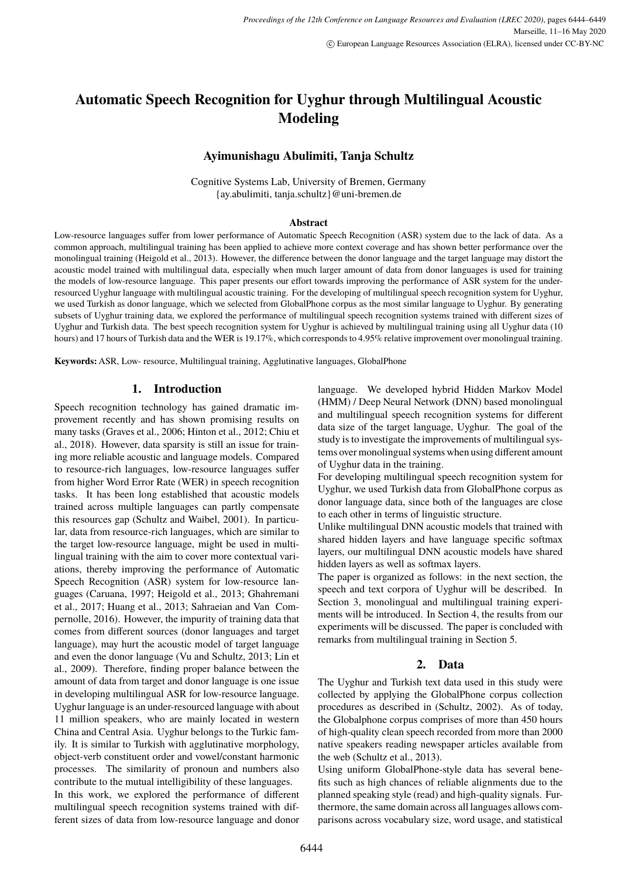# Automatic Speech Recognition for Uyghur through Multilingual Acoustic Modeling

**Ayimunishagu Abulimiti, Tanja Schultz**

Cognitive Systems Lab, University of Bremen, Germany
{ay.abulimiti, tanja.schultz}@uni-bremen.de

### Abstract

Low-resource languages suffer from lower performance of Automatic Speech Recognition (ASR) system due to the lack of data. As a common approach, multilingual training has been applied to achieve more context coverage and has shown better performance over the monolingual training (Heigold et al., 2013). However, the difference between the donor language and the target language may distort the acoustic model trained with multilingual data, especially when much larger amount of data from donor languages is used for training the models of low-resource language. This paper presents our effort towards improving the performance of ASR system for the under-resourced Uyghur language with multilingual acoustic training. For the developing of multilingual speech recognition system for Uyghur, we used Turkish as donor language, which we selected from GlobalPhone corpus as the most similar language to Uyghur. By generating subsets of Uyghur training data, we explored the performance of multilingual speech recognition systems trained with different sizes of Uyghur and Turkish data. The best speech recognition system for Uyghur is achieved by multilingual training using all Uyghur data (10 hours) and 17 hours of Turkish data and the WER is 19.17%, which corresponds to 4.95% relative improvement over monolingual training.

**Keywords:** ASR, Low- resource, Multilingual training, Agglutinative languages, GlobalPhone

## 1. Introduction

Speech recognition technology has gained dramatic improvement recently and has shown promising results on many tasks (Graves et al., 2006; Hinton et al., 2012; Chiu et al., 2018). However, data sparsity is still an issue for training more reliable acoustic and language models. Compared to resource-rich languages, low-resource languages suffer from higher Word Error Rate (WER) in speech recognition tasks. It has been long established that acoustic models trained across multiple languages can partly compensate this resources gap (Schultz and Waibel, 2001). In particular, data from resource-rich languages, which are similar to the target low-resource language, might be used in multilingual training with the aim to cover more contextual variations, thereby improving the performance of Automatic Speech Recognition (ASR) system for low-resource languages (Caruana, 1997; Heigold et al., 2013; Ghahremani et al., 2017; Huang et al., 2013; Sahraeian and Van Compernolle, 2016). However, the impurity of training data that comes from different sources (donor languages and target language), may hurt the acoustic model of target language and even the donor language (Vu and Schultz, 2013; Lin et al., 2009). Therefore, finding proper balance between the amount of data from target and donor language is one issue in developing multilingual ASR for low-resource language.

Uyghur language is an under-resourced language with about 11 million speakers, who are mainly located in western China and Central Asia. Uyghur belongs to the Turkic family. It is similar to Turkish with agglutinative morphology, object-verb constituent order and vowel/constant harmonic processes. The similarity of pronoun and numbers also contribute to the mutual intelligibility of these languages.

In this work, we explored the performance of different multilingual speech recognition systems trained with different sizes of data from low-resource language and donor language. We developed hybrid Hidden Markov Model (HMM) / Deep Neural Network (DNN) based monolingual and multilingual speech recognition systems for different data size of the target language, Uyghur. The goal of the study is to investigate the improvements of multilingual systems over monolingual systems when using different amount of Uyghur data in the training.

For developing multilingual speech recognition system for Uyghur, we used Turkish data from GlobalPhone corpus as donor language data, since both of the languages are close to each other in terms of linguistic structure.

Unlike multilingual DNN acoustic models that trained with shared hidden layers and have language specific softmax layers, our multilingual DNN acoustic models have shared hidden layers as well as softmax layers.

The paper is organized as follows: in the next section, the speech and text corpora of Uyghur will be described. In Section 3, monolingual and multilingual training experiments will be introduced. In Section 4, the results from our experiments will be discussed. The paper is concluded with remarks from multilingual training in Section 5.

## 2. Data

The Uyghur and Turkish text data used in this study were collected by applying the GlobalPhone corpus collection procedures as described in (Schultz, 2002). As of today, the Globalphone corpus comprises of more than 450 hours of high-quality clean speech recorded from more than 2000 native speakers reading newspaper articles available from the web (Schultz et al., 2013).

Using uniform GlobalPhone-style data has several benefits such as high chances of reliable alignments due to the planned speaking style (read) and high-quality signals. Furthermore, the same domain across all languages allows comparisons across vocabulary size, word usage, and statistical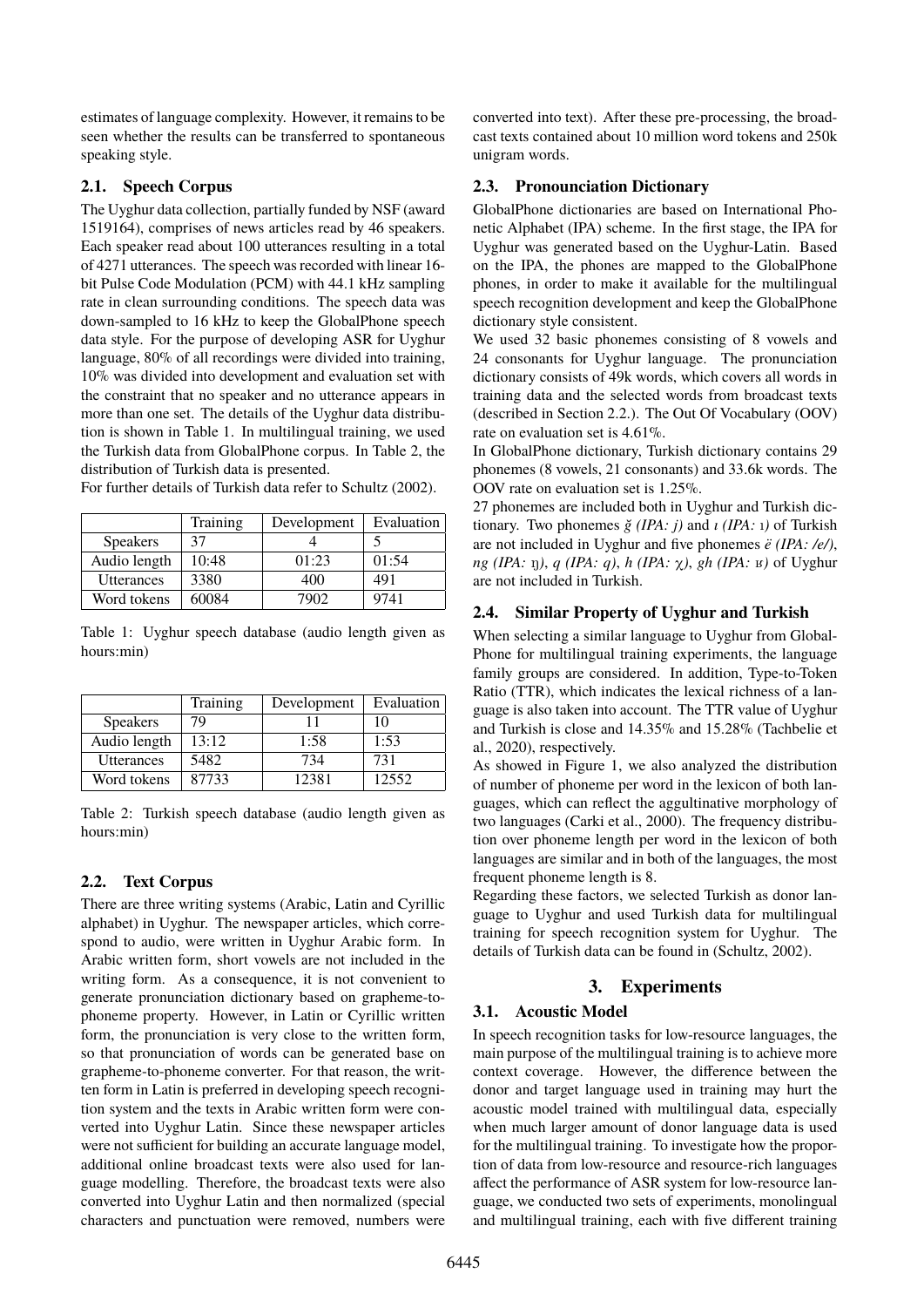estimates of language complexity. However, it remains to be seen whether the results can be transferred to spontaneous speaking style.

### 2.1. Speech Corpus

The Uyghur data collection, partially funded by NSF (award 1519164), comprises of news articles read by 46 speakers. Each speaker read about 100 utterances resulting in a total of 4271 utterances. The speech was recorded with linear 16-bit Pulse Code Modulation (PCM) with 44.1 kHz sampling rate in clean surrounding conditions. The speech data was down-sampled to 16 kHz to keep the GlobalPhone speech data style. For the purpose of developing ASR for Uyghur language, 80% of all recordings were divided into training, 10% was divided into development and evaluation set with the constraint that no speaker and no utterance appears in more than one set. The details of the Uyghur data distribution is shown in Table 1. In multilingual training, we used the Turkish data from GlobalPhone corpus. In Table 2, the distribution of Turkish data is presented.
For further details of Turkish data refer to Schultz (2002).

| | Training | Development | Evaluation |
|---|---|---|---|
| Speakers | 37 | 4 | 5 |
| Audio length | 10:48 | 01:23 | 01:54 |
| Utterances | 3380 | 400 | 491 |
| Word tokens | 60084 | 7902 | 9741 |

Table 1: Uyghur speech database (audio length given as hours:min)

| | Training | Development | Evaluation |
|---|---|---|---|
| Speakers | 79 | 11 | 10 |
| Audio length | 13:12 | 1:58 | 1:53 |
| Utterances | 5482 | 734 | 731 |
| Word tokens | 87733 | 12381 | 12552 |

Table 2: Turkish speech database (audio length given as hours:min)

### 2.2. Text Corpus

There are three writing systems (Arabic, Latin and Cyrillic alphabet) in Uyghur. The newspaper articles, which correspond to audio, were written in Uyghur Arabic form. In Arabic written form, short vowels are not included in the writing form. As a consequence, it is not convenient to generate pronunciation dictionary based on grapheme-to-phoneme property. However, in Latin or Cyrillic written form, the pronunciation is very close to the written form, so that pronunciation of words can be generated base on grapheme-to-phoneme converter. For that reason, the written form in Latin is preferred in developing speech recognition system and the texts in Arabic written form were converted into Uyghur Latin. Since these newspaper articles were not sufficient for building an accurate language model, additional online broadcast texts were also used for language modelling. Therefore, the broadcast texts were also converted into Uyghur Latin and then normalized (special characters and punctuation were removed, numbers were converted into text). After these pre-processing, the broadcast texts contained about 10 million word tokens and 250k unigram words.

### 2.3. Pronounciation Dictionary

GlobalPhone dictionaries are based on International Phonetic Alphabet (IPA) scheme. In the first stage, the IPA for Uyghur was generated based on the Uyghur-Latin. Based on the IPA, the phones are mapped to the GlobalPhone phones, in order to make it available for the multilingual speech recognition development and keep the GlobalPhone dictionary style consistent.
We used 32 basic phonemes consisting of 8 vowels and 24 consonants for Uyghur language. The pronunciation dictionary consists of 49k words, which covers all words in training data and the selected words from broadcast texts (described in Section 2.2.). The Out Of Vocabulary (OOV) rate on evaluation set is 4.61%.
In GlobalPhone dictionary, Turkish dictionary contains 29 phonemes (8 vowels, 21 consonants) and 33.6k words. The OOV rate on evaluation set is 1.25%.
27 phonemes are included both in Uyghur and Turkish dictionary. Two phonemes *ğ (IPA: j)* and *ı (IPA: ı)* of Turkish are not included in Uyghur and five phonemes *ë (IPA: /e/)*, *ng (IPA: ŋ)*, *q (IPA: q)*, *h (IPA: χ)*, *gh (IPA: ʁ)* of Uyghur are not included in Turkish.

### 2.4. Similar Property of Uyghur and Turkish

When selecting a similar language to Uyghur from GlobalPhone for multilingual training experiments, the language family groups are considered. In addition, Type-to-Token Ratio (TTR), which indicates the lexical richness of a language is also taken into account. The TTR value of Uyghur and Turkish is close and 14.35% and 15.28% (Tachbelie et al., 2020), respectively.
As showed in Figure 1, we also analyzed the distribution of number of phoneme per word in the lexicon of both languages, which can reflect the aggultinative morphology of two languages (Carki et al., 2000). The frequency distribution over phoneme length per word in the lexicon of both languages are similar and in both of the languages, the most frequent phoneme length is 8.
Regarding these factors, we selected Turkish as donor language to Uyghur and used Turkish data for multilingual training for speech recognition system for Uyghur. The details of Turkish data can be found in (Schultz, 2002).

## 3. Experiments

### 3.1. Acoustic Model

In speech recognition tasks for low-resource languages, the main purpose of the multilingual training is to achieve more context coverage. However, the difference between the donor and target language used in training may hurt the acoustic model trained with multilingual data, especially when much larger amount of donor language data is used for the multilingual training. To investigate how the proportion of data from low-resource and resource-rich languages affect the performance of ASR system for low-resource language, we conducted two sets of experiments, monolingual and multilingual training, each with five different training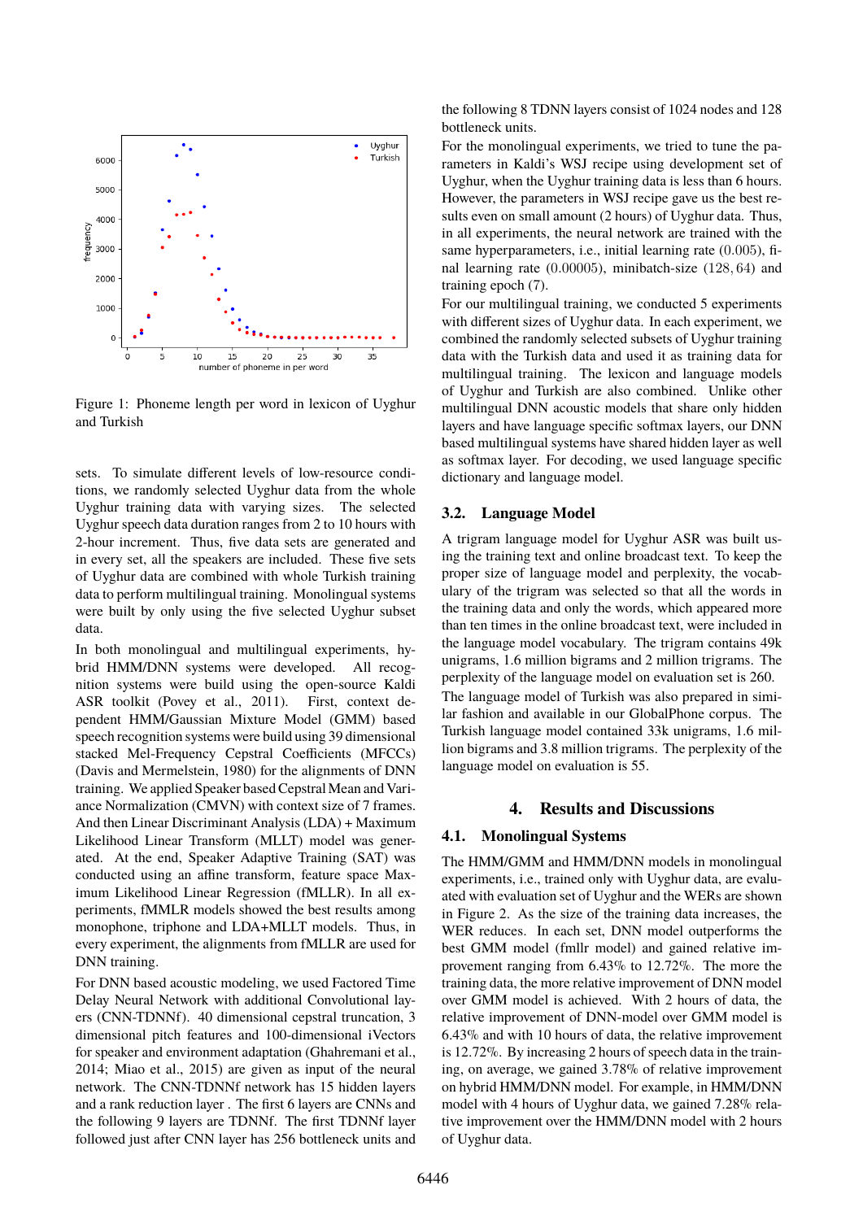Figure 1: Phoneme length per word in lexicon of Uyghur and Turkish

sets. To simulate different levels of low-resource conditions, we randomly selected Uyghur data from the whole Uyghur training data with varying sizes. The selected Uyghur speech data duration ranges from 2 to 10 hours with 2-hour increment. Thus, five data sets are generated and in every set, all the speakers are included. These five sets of Uyghur data are combined with whole Turkish training data to perform multilingual training. Monolingual systems were built by only using the five selected Uyghur subset data.

In both monolingual and multilingual experiments, hybrid HMM/DNN systems were developed. All recognition systems were build using the open-source Kaldi ASR toolkit (Povey et al., 2011). First, context dependent HMM/Gaussian Mixture Model (GMM) based speech recognition systems were build using 39 dimensional stacked Mel-Frequency Cepstral Coefficients (MFCCs) (Davis and Mermelstein, 1980) for the alignments of DNN training. We applied Speaker based Cepstral Mean and Variance Normalization (CMVN) with context size of 7 frames. And then Linear Discriminant Analysis (LDA) + Maximum Likelihood Linear Transform (MLLT) model was generated. At the end, Speaker Adaptive Training (SAT) was conducted using an affine transform, feature space Maximum Likelihood Linear Regression (fMLLR). In all experiments, fMMLR models showed the best results among monophone, triphone and LDA+MLLT models. Thus, in every experiment, the alignments from fMLLR are used for DNN training.

For DNN based acoustic modeling, we used Factored Time Delay Neural Network with additional Convolutional layers (CNN-TDNNf). 40 dimensional cepstral truncation, 3 dimensional pitch features and 100-dimensional iVectors for speaker and environment adaptation (Ghahremani et al., 2014; Miao et al., 2015) are given as input of the neural network. The CNN-TDNNf network has 15 hidden layers and a rank reduction layer . The first 6 layers are CNNs and the following 9 layers are TDNNf. The first TDNNf layer followed just after CNN layer has 256 bottleneck units and the following 8 TDNN layers consist of 1024 nodes and 128 bottleneck units.

For the monolingual experiments, we tried to tune the parameters in Kaldi's WSJ recipe using development set of Uyghur, when the Uyghur training data is less than 6 hours. However, the parameters in WSJ recipe gave us the best results even on small amount (2 hours) of Uyghur data. Thus, in all experiments, the neural network are trained with the same hyperparameters, i.e., initial learning rate $(0.005)$, final learning rate $(0.00005)$, minibatch-size $(128, 64)$ and training epoch $(7)$.

For our multilingual training, we conducted 5 experiments with different sizes of Uyghur data. In each experiment, we combined the randomly selected subsets of Uyghur training data with the Turkish data and used it as training data for multilingual training. The lexicon and language models of Uyghur and Turkish are also combined. Unlike other multilingual DNN acoustic models that share only hidden layers and have language specific softmax layers, our DNN based multilingual systems have shared hidden layer as well as softmax layer. For decoding, we used language specific dictionary and language model.

### 3.2. Language Model

A trigram language model for Uyghur ASR was built using the training text and online broadcast text. To keep the proper size of language model and perplexity, the vocabulary of the trigram was selected so that all the words in the training data and only the words, which appeared more than ten times in the online broadcast text, were included in the language model vocabulary. The trigram contains 49k unigrams, 1.6 million bigrams and 2 million trigrams. The perplexity of the language model on evaluation set is 260.

The language model of Turkish was also prepared in similar fashion and available in our GlobalPhone corpus. The Turkish language model contained 33k unigrams, 1.6 million bigrams and 3.8 million trigrams. The perplexity of the language model on evaluation is 55.

## 4. Results and Discussions

### 4.1. Monolingual Systems

The HMM/GMM and HMM/DNN models in monolingual experiments, i.e., trained only with Uyghur data, are evaluated with evaluation set of Uyghur and the WERs are shown in Figure 2. As the size of the training data increases, the WER reduces. In each set, DNN model outperforms the best GMM model (fmllr model) and gained relative improvement ranging from 6.43% to 12.72%. The more the training data, the more relative improvement of DNN model over GMM model is achieved. With 2 hours of data, the relative improvement of DNN-model over GMM model is 6.43% and with 10 hours of data, the relative improvement is 12.72%. By increasing 2 hours of speech data in the training, on average, we gained 3.78% of relative improvement on hybrid HMM/DNN model. For example, in HMM/DNN model with 4 hours of Uyghur data, we gained 7.28% relative improvement over the HMM/DNN model with 2 hours of Uyghur data.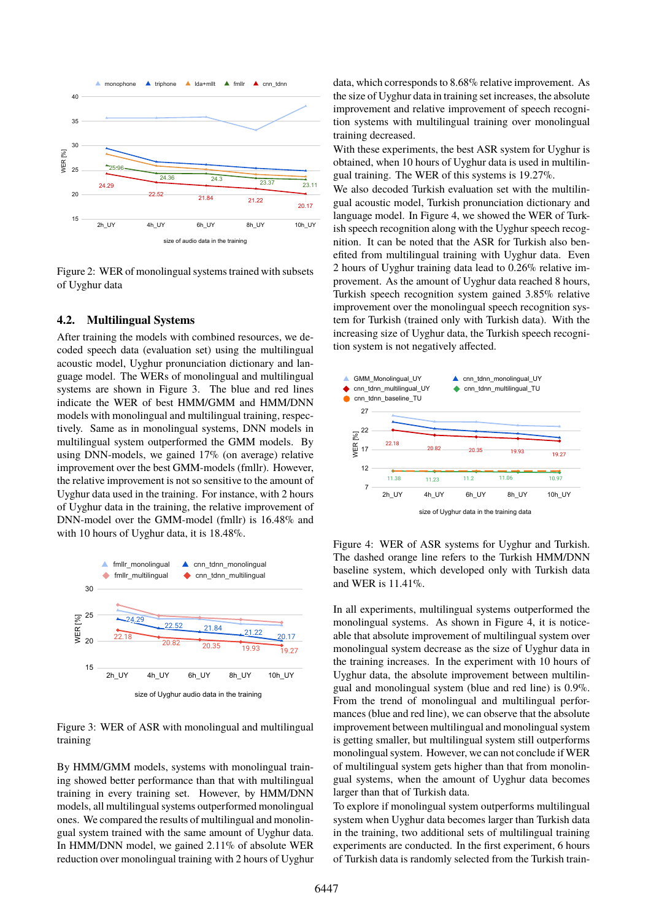Figure 2: WER of monolingual systems trained with subsets of Uyghur data

### 4.2. Multilingual Systems

After training the models with combined resources, we decoded speech data (evaluation set) using the multilingual acoustic model, Uyghur pronunciation dictionary and language model. The WERs of monolingual and multilingual systems are shown in Figure 3. The blue and red lines indicate the WER of best HMM/GMM and HMM/DNN models with monolingual and multilingual training, respectively. Same as in monolingual systems, DNN models in multilingual system outperformed the GMM models. By using DNN-models, we gained 17% (on average) relative improvement over the best GMM-models (fmllr). However, the relative improvement is not so sensitive to the amount of Uyghur data used in the training. For instance, with 2 hours of Uyghur data in the training, the relative improvement of DNN-model over the GMM-model (fmllr) is 16.48% and with 10 hours of Uyghur data, it is 18.48%.

Figure 3: WER of ASR with monolingual and multilingual training

By HMM/GMM models, systems with monolingual training showed better performance than that with multilingual training in every training set. However, by HMM/DNN models, all multilingual systems outperformed monolingual ones. We compared the results of multilingual and monolingual system trained with the same amount of Uyghur data. In HMM/DNN model, we gained 2.11% of absolute WER reduction over monolingual training with 2 hours of Uyghur data, which corresponds to 8.68% relative improvement. As the size of Uyghur data in training set increases, the absolute improvement and relative improvement of speech recognition systems with multilingual training over monolingual training decreased.

With these experiments, the best ASR system for Uyghur is obtained, when 10 hours of Uyghur data is used in multilingual training. The WER of this systems is 19.27%.

We also decoded Turkish evaluation set with the multilingual acoustic model, Turkish pronunciation dictionary and language model. In Figure 4, we showed the WER of Turkish speech recognition along with the Uyghur speech recognition. It can be noted that the ASR for Turkish also benefited from multilingual training with Uyghur data. Even 2 hours of Uyghur training data lead to 0.26% relative improvement. As the amount of Uyghur data reached 8 hours, Turkish speech recognition system gained 3.85% relative improvement over the monolingual speech recognition system for Turkish (trained only with Turkish data). With the increasing size of Uyghur data, the Turkish speech recognition system is not negatively affected.

Figure 4: WER of ASR systems for Uyghur and Turkish. The dashed orange line refers to the Turkish HMM/DNN baseline system, which developed only with Turkish data and WER is 11.41%.

In all experiments, multilingual systems outperformed the monolingual systems. As shown in Figure 4, it is noticeable that absolute improvement of multilingual system over monolingual system decrease as the size of Uyghur data in the training increases. In the experiment with 10 hours of Uyghur data, the absolute improvement between multilingual and monolingual system (blue and red line) is 0.9%. From the trend of monolingual and multilingual performances (blue and red line), we can observe that the absolute improvement between multilingual and monolingual system is getting smaller, but multilingual system still outperforms monolingual system. However, we can not conclude if WER of multilingual system gets higher than that from monolingual systems, when the amount of Uyghur data becomes larger than that of Turkish data.

To explore if monolingual system outperforms multilingual system when Uyghur data becomes larger than Turkish data in the training, two additional sets of multilingual training experiments are conducted. In the first experiment, 6 hours of Turkish data is randomly selected from the Turkish train-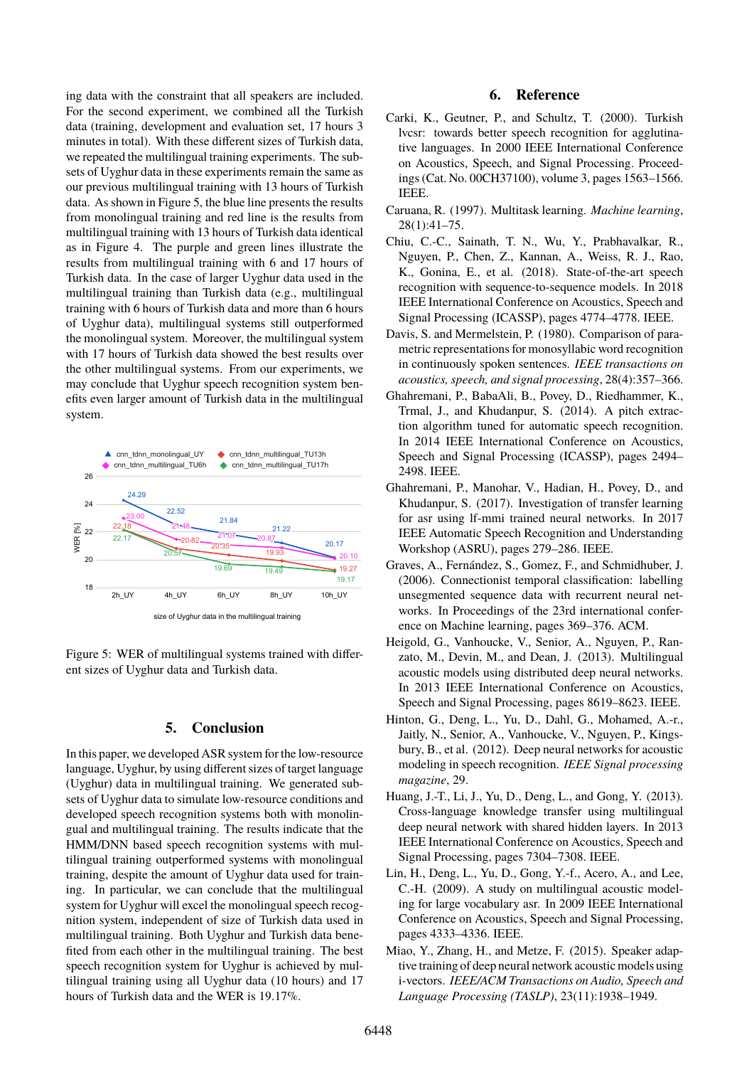ing data with the constraint that all speakers are included. For the second experiment, we combined all the Turkish data (training, development and evaluation set, 17 hours 3 minutes in total). With these different sizes of Turkish data, we repeated the multilingual training experiments. The subsets of Uyghur data in these experiments remain the same as our previous multilingual training with 13 hours of Turkish data. As shown in Figure 5, the blue line presents the results from monolingual training and red line is the results from multilingual training with 13 hours of Turkish data identical as in Figure 4. The purple and green lines illustrate the results from multilingual training with 6 and 17 hours of Turkish data. In the case of larger Uyghur data used in the multilingual training than Turkish data (e.g., multilingual training with 6 hours of Turkish data and more than 6 hours of Uyghur data), multilingual systems still outperformed the monolingual system. Moreover, the multilingual system with 17 hours of Turkish data showed the best results over the other multilingual systems. From our experiments, we may conclude that Uyghur speech recognition system benefits even larger amount of Turkish data in the multilingual system.

Figure 5: WER of multilingual systems trained with different sizes of Uyghur data and Turkish data.

## 5. Conclusion

In this paper, we developed ASR system for the low-resource language, Uyghur, by using different sizes of target language (Uyghur) data in multilingual training. We generated subsets of Uyghur data to simulate low-resource conditions and developed speech recognition systems both with monolingual and multilingual training. The results indicate that the HMM/DNN based speech recognition systems with multilingual training outperformed systems with monolingual training, despite the amount of Uyghur data used for training. In particular, we can conclude that the multilingual system for Uyghur will excel the monolingual speech recognition system, independent of size of Turkish data used in multilingual training. Both Uyghur and Turkish data benefited from each other in the multilingual training. The best speech recognition system for Uyghur is achieved by multilingual training using all Uyghur data (10 hours) and 17 hours of Turkish data and the WER is 19.17%.

## 6. Reference

Carki, K., Geutner, P., and Schultz, T. (2000). Turkish lvcsr: towards better speech recognition for agglutinative languages. In 2000 IEEE International Conference on Acoustics, Speech, and Signal Processing. Proceedings (Cat. No. 00CH37100), volume 3, pages 1563–1566. IEEE.

Caruana, R. (1997). Multitask learning. *Machine learning*, 28(1):41–75.

Chiu, C.-C., Sainath, T. N., Wu, Y., Prabhavalkar, R., Nguyen, P., Chen, Z., Kannan, A., Weiss, R. J., Rao, K., Gonina, E., et al. (2018). State-of-the-art speech recognition with sequence-to-sequence models. In 2018 IEEE International Conference on Acoustics, Speech and Signal Processing (ICASSP), pages 4774–4778. IEEE.

Davis, S. and Mermelstein, P. (1980). Comparison of parametric representations for monosyllabic word recognition in continuously spoken sentences. *IEEE transactions on acoustics, speech, and signal processing*, 28(4):357–366.

Ghahremani, P., BabaAli, B., Povey, D., Riedhammer, K., Trmal, J., and Khudanpur, S. (2014). A pitch extraction algorithm tuned for automatic speech recognition. In 2014 IEEE International Conference on Acoustics, Speech and Signal Processing (ICASSP), pages 2494–2498. IEEE.

Ghahremani, P., Manohar, V., Hadian, H., Povey, D., and Khudanpur, S. (2017). Investigation of transfer learning for asr using lf-mmi trained neural networks. In 2017 IEEE Automatic Speech Recognition and Understanding Workshop (ASRU), pages 279–286. IEEE.

Graves, A., Fernández, S., Gomez, F., and Schmidhuber, J. (2006). Connectionist temporal classification: labelling unsegmented sequence data with recurrent neural networks. In Proceedings of the 23rd international conference on Machine learning, pages 369–376. ACM.

Heigold, G., Vanhoucke, V., Senior, A., Nguyen, P., Ranzato, M., Devin, M., and Dean, J. (2013). Multilingual acoustic models using distributed deep neural networks. In 2013 IEEE International Conference on Acoustics, Speech and Signal Processing, pages 8619–8623. IEEE.

Hinton, G., Deng, L., Yu, D., Dahl, G., Mohamed, A.-r., Jaitly, N., Senior, A., Vanhoucke, V., Nguyen, P., Kingsbury, B., et al. (2012). Deep neural networks for acoustic modeling in speech recognition. *IEEE Signal processing magazine*, 29.

Huang, J.-T., Li, J., Yu, D., Deng, L., and Gong, Y. (2013). Cross-language knowledge transfer using multilingual deep neural network with shared hidden layers. In 2013 IEEE International Conference on Acoustics, Speech and Signal Processing, pages 7304–7308. IEEE.

Lin, H., Deng, L., Yu, D., Gong, Y.-f., Acero, A., and Lee, C.-H. (2009). A study on multilingual acoustic modeling for large vocabulary asr. In 2009 IEEE International Conference on Acoustics, Speech and Signal Processing, pages 4333–4336. IEEE.

Miao, Y., Zhang, H., and Metze, F. (2015). Speaker adaptive training of deep neural network acoustic models using i-vectors. *IEEE/ACM Transactions on Audio, Speech and Language Processing (TASLP)*, 23(11):1938–1949.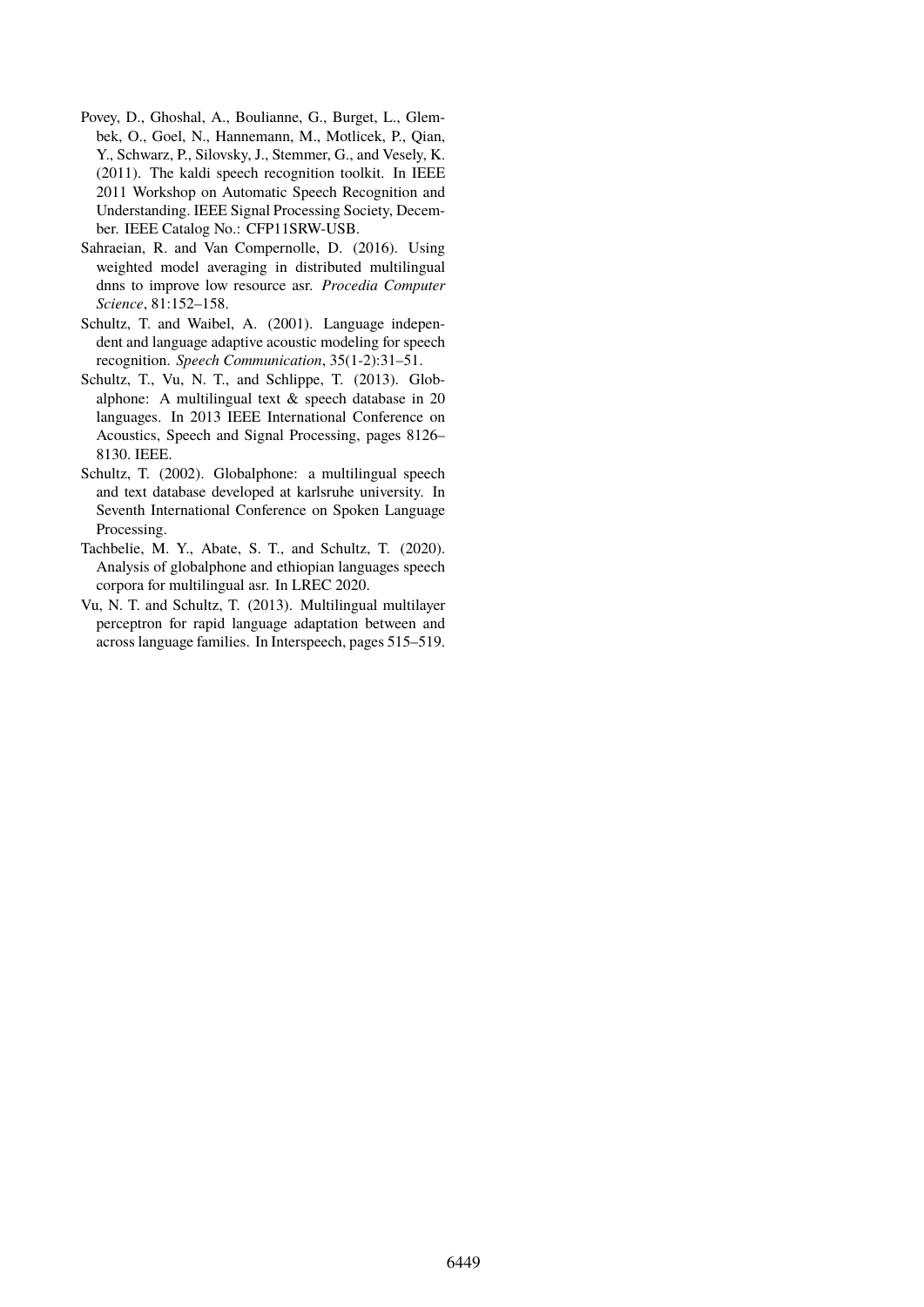Povey, D., Ghoshal, A., Boulianne, G., Burget, L., Glembek, O., Goel, N., Hannemann, M., Motlicek, P., Qian, Y., Schwarz, P., Silovsky, J., Stemmer, G., and Vesely, K. (2011). The kaldi speech recognition toolkit. In IEEE 2011 Workshop on Automatic Speech Recognition and Understanding. IEEE Signal Processing Society, December. IEEE Catalog No.: CFP11SRW-USB.

Sahraeian, R. and Van Compernolle, D. (2016). Using weighted model averaging in distributed multilingual dnns to improve low resource asr. *Procedia Computer Science*, 81:152–158.

Schultz, T. and Waibel, A. (2001). Language independent and language adaptive acoustic modeling for speech recognition. *Speech Communication*, 35(1-2):31–51.

Schultz, T., Vu, N. T., and Schlippe, T. (2013). Globalphone: A multilingual text & speech database in 20 languages. In 2013 IEEE International Conference on Acoustics, Speech and Signal Processing, pages 8126–8130. IEEE.

Schultz, T. (2002). Globalphone: a multilingual speech and text database developed at karlsruhe university. In Seventh International Conference on Spoken Language Processing.

Tachbelie, M. Y., Abate, S. T., and Schultz, T. (2020). Analysis of globalphone and ethiopian languages speech corpora for multilingual asr. In LREC 2020.

Vu, N. T. and Schultz, T. (2013). Multilingual multilayer perceptron for rapid language adaptation between and across language families. In Interspeech, pages 515–519.